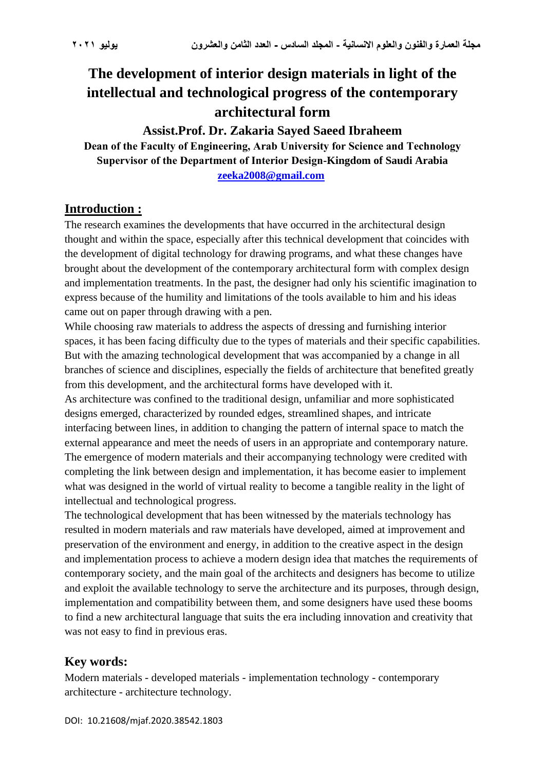# The development of interior design materials in light of the intellectual and technological progress of the contemporary architectural form

**Assist.Prof. Dr. Zakaria Sayed Saeed Ibraheem**

**Dean of the Faculty of Engineering, Arab University for Science and Technology**
**Supervisor of the Department of Interior Design-Kingdom of Saudi Arabia**
**zeeka2008@gmail.com**

## Introduction :

The research examines the developments that have occurred in the architectural design thought and within the space, especially after this technical development that coincides with the development of digital technology for drawing programs, and what these changes have brought about the development of the contemporary architectural form with complex design and implementation treatments. In the past, the designer had only his scientific imagination to express because of the humility and limitations of the tools available to him and his ideas came out on paper through drawing with a pen.

While choosing raw materials to address the aspects of dressing and furnishing interior spaces, it has been facing difficulty due to the types of materials and their specific capabilities. But with the amazing technological development that was accompanied by a change in all branches of science and disciplines, especially the fields of architecture that benefited greatly from this development, and the architectural forms have developed with it.

As architecture was confined to the traditional design, unfamiliar and more sophisticated designs emerged, characterized by rounded edges, streamlined shapes, and intricate interfacing between lines, in addition to changing the pattern of internal space to match the external appearance and meet the needs of users in an appropriate and contemporary nature. The emergence of modern materials and their accompanying technology were credited with completing the link between design and implementation, it has become easier to implement what was designed in the world of virtual reality to become a tangible reality in the light of intellectual and technological progress.

The technological development that has been witnessed by the materials technology has resulted in modern materials and raw materials have developed, aimed at improvement and preservation of the environment and energy, in addition to the creative aspect in the design and implementation process to achieve a modern design idea that matches the requirements of contemporary society, and the main goal of the architects and designers has become to utilize and exploit the available technology to serve the architecture and its purposes, through design, implementation and compatibility between them, and some designers have used these booms to find a new architectural language that suits the era including innovation and creativity that was not easy to find in previous eras.

## Key words:

Modern materials - developed materials - implementation technology - contemporary architecture - architecture technology.

DOI: 10.21608/mjaf.2020.38542.1803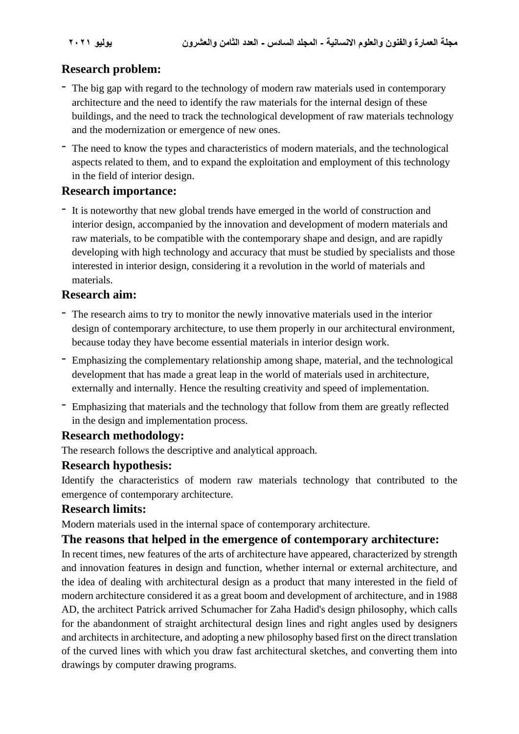## Research problem:

- The big gap with regard to the technology of modern raw materials used in contemporary architecture and the need to identify the raw materials for the internal design of these buildings, and the need to track the technological development of raw materials technology and the modernization or emergence of new ones.
- The need to know the types and characteristics of modern materials, and the technological aspects related to them, and to expand the exploitation and employment of this technology in the field of interior design.

## Research importance:

- It is noteworthy that new global trends have emerged in the world of construction and interior design, accompanied by the innovation and development of modern materials and raw materials, to be compatible with the contemporary shape and design, and are rapidly developing with high technology and accuracy that must be studied by specialists and those interested in interior design, considering it a revolution in the world of materials and materials.

## Research aim:

- The research aims to try to monitor the newly innovative materials used in the interior design of contemporary architecture, to use them properly in our architectural environment, because today they have become essential materials in interior design work.
- Emphasizing the complementary relationship among shape, material, and the technological development that has made a great leap in the world of materials used in architecture, externally and internally. Hence the resulting creativity and speed of implementation.
- Emphasizing that materials and the technology that follow from them are greatly reflected in the design and implementation process.

## Research methodology:

The research follows the descriptive and analytical approach.

## Research hypothesis:

Identify the characteristics of modern raw materials technology that contributed to the emergence of contemporary architecture.

## Research limits:

Modern materials used in the internal space of contemporary architecture.

## The reasons that helped in the emergence of contemporary architecture:

In recent times, new features of the arts of architecture have appeared, characterized by strength and innovation features in design and function, whether internal or external architecture, and the idea of dealing with architectural design as a product that many interested in the field of modern architecture considered it as a great boom and development of architecture, and in 1988 AD, the architect Patrick arrived Schumacher for Zaha Hadid's design philosophy, which calls for the abandonment of straight architectural design lines and right angles used by designers and architects in architecture, and adopting a new philosophy based first on the direct translation of the curved lines with which you draw fast architectural sketches, and converting them into drawings by computer drawing programs.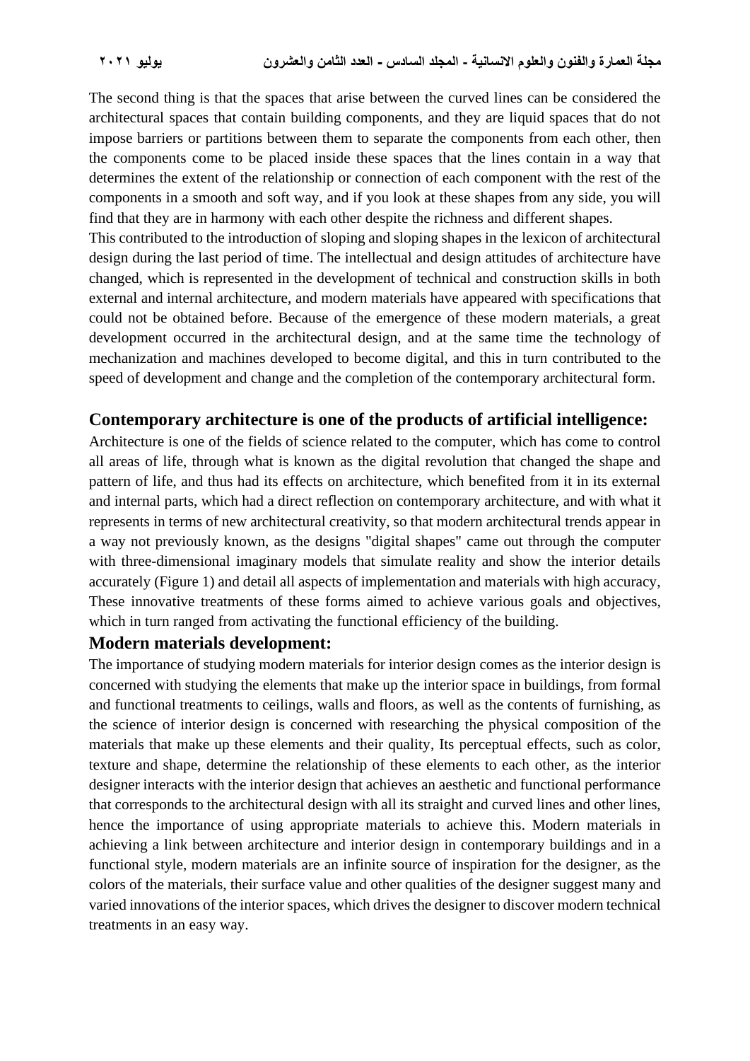The second thing is that the spaces that arise between the curved lines can be considered the architectural spaces that contain building components, and they are liquid spaces that do not impose barriers or partitions between them to separate the components from each other, then the components come to be placed inside these spaces that the lines contain in a way that determines the extent of the relationship or connection of each component with the rest of the components in a smooth and soft way, and if you look at these shapes from any side, you will find that they are in harmony with each other despite the richness and different shapes.

This contributed to the introduction of sloping and sloping shapes in the lexicon of architectural design during the last period of time. The intellectual and design attitudes of architecture have changed, which is represented in the development of technical and construction skills in both external and internal architecture, and modern materials have appeared with specifications that could not be obtained before. Because of the emergence of these modern materials, a great development occurred in the architectural design, and at the same time the technology of mechanization and machines developed to become digital, and this in turn contributed to the speed of development and change and the completion of the contemporary architectural form.

## Contemporary architecture is one of the products of artificial intelligence:

Architecture is one of the fields of science related to the computer, which has come to control all areas of life, through what is known as the digital revolution that changed the shape and pattern of life, and thus had its effects on architecture, which benefited from it in its external and internal parts, which had a direct reflection on contemporary architecture, and with what it represents in terms of new architectural creativity, so that modern architectural trends appear in a way not previously known, as the designs "digital shapes" came out through the computer with three-dimensional imaginary models that simulate reality and show the interior details accurately (Figure 1) and detail all aspects of implementation and materials with high accuracy, These innovative treatments of these forms aimed to achieve various goals and objectives, which in turn ranged from activating the functional efficiency of the building.

## Modern materials development:

The importance of studying modern materials for interior design comes as the interior design is concerned with studying the elements that make up the interior space in buildings, from formal and functional treatments to ceilings, walls and floors, as well as the contents of furnishing, as the science of interior design is concerned with researching the physical composition of the materials that make up these elements and their quality, Its perceptual effects, such as color, texture and shape, determine the relationship of these elements to each other, as the interior designer interacts with the interior design that achieves an aesthetic and functional performance that corresponds to the architectural design with all its straight and curved lines and other lines, hence the importance of using appropriate materials to achieve this. Modern materials in achieving a link between architecture and interior design in contemporary buildings and in a functional style, modern materials are an infinite source of inspiration for the designer, as the colors of the materials, their surface value and other qualities of the designer suggest many and varied innovations of the interior spaces, which drives the designer to discover modern technical treatments in an easy way.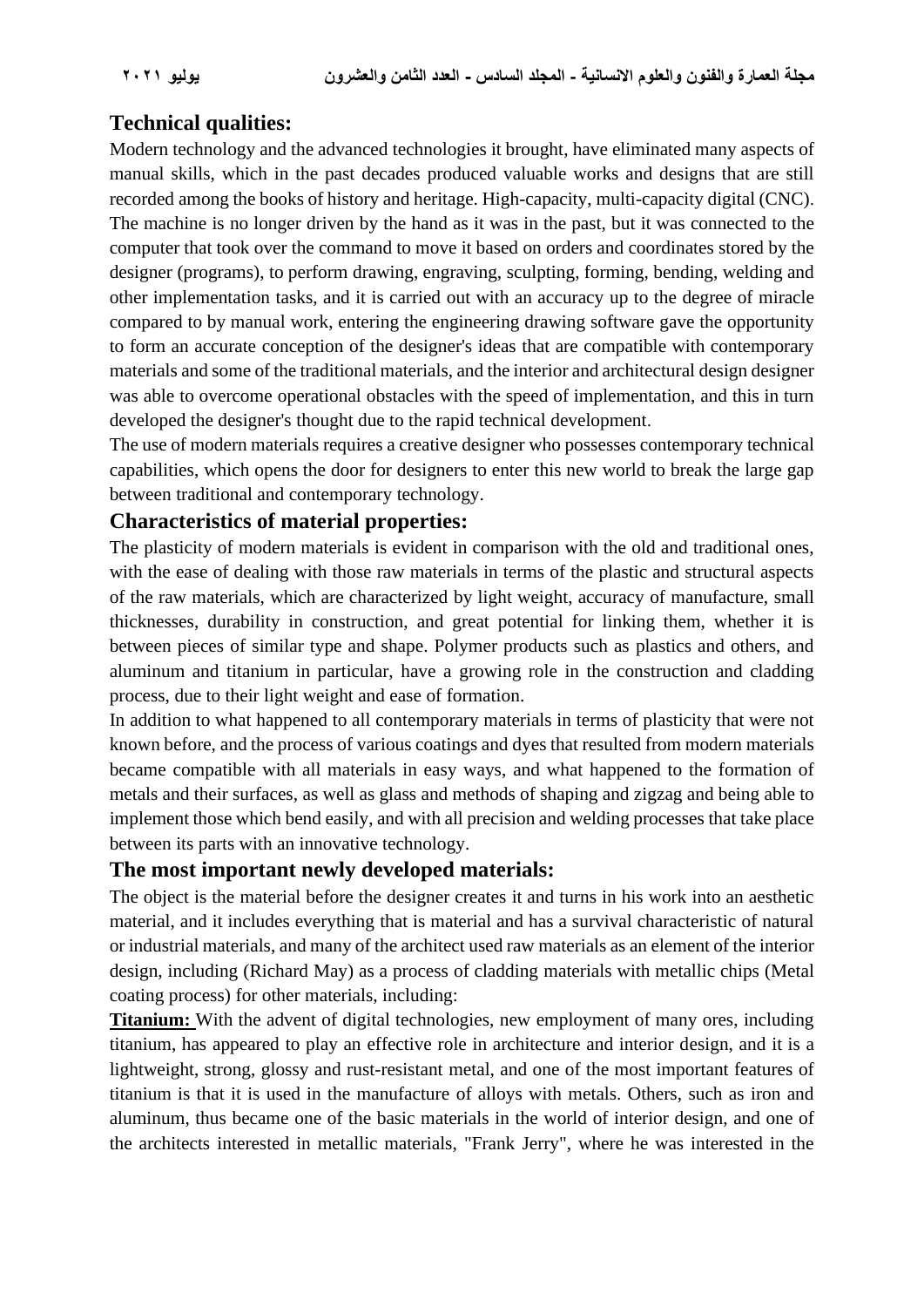## Technical qualities:

Modern technology and the advanced technologies it brought, have eliminated many aspects of manual skills, which in the past decades produced valuable works and designs that are still recorded among the books of history and heritage. High-capacity, multi-capacity digital (CNC). The machine is no longer driven by the hand as it was in the past, but it was connected to the computer that took over the command to move it based on orders and coordinates stored by the designer (programs), to perform drawing, engraving, sculpting, forming, bending, welding and other implementation tasks, and it is carried out with an accuracy up to the degree of miracle compared to by manual work, entering the engineering drawing software gave the opportunity to form an accurate conception of the designer's ideas that are compatible with contemporary materials and some of the traditional materials, and the interior and architectural design designer was able to overcome operational obstacles with the speed of implementation, and this in turn developed the designer's thought due to the rapid technical development.

The use of modern materials requires a creative designer who possesses contemporary technical capabilities, which opens the door for designers to enter this new world to break the large gap between traditional and contemporary technology.

## Characteristics of material properties:

The plasticity of modern materials is evident in comparison with the old and traditional ones, with the ease of dealing with those raw materials in terms of the plastic and structural aspects of the raw materials, which are characterized by light weight, accuracy of manufacture, small thicknesses, durability in construction, and great potential for linking them, whether it is between pieces of similar type and shape. Polymer products such as plastics and others, and aluminum and titanium in particular, have a growing role in the construction and cladding process, due to their light weight and ease of formation.

In addition to what happened to all contemporary materials in terms of plasticity that were not known before, and the process of various coatings and dyes that resulted from modern materials became compatible with all materials in easy ways, and what happened to the formation of metals and their surfaces, as well as glass and methods of shaping and zigzag and being able to implement those which bend easily, and with all precision and welding processes that take place between its parts with an innovative technology.

## The most important newly developed materials:

The object is the material before the designer creates it and turns in his work into an aesthetic material, and it includes everything that is material and has a survival characteristic of natural or industrial materials, and many of the architect used raw materials as an element of the interior design, including (Richard May) as a process of cladding materials with metallic chips (Metal coating process) for other materials, including:

**Titanium:** With the advent of digital technologies, new employment of many ores, including titanium, has appeared to play an effective role in architecture and interior design, and it is a lightweight, strong, glossy and rust-resistant metal, and one of the most important features of titanium is that it is used in the manufacture of alloys with metals. Others, such as iron and aluminum, thus became one of the basic materials in the world of interior design, and one of the architects interested in metallic materials, "Frank Jerry", where he was interested in the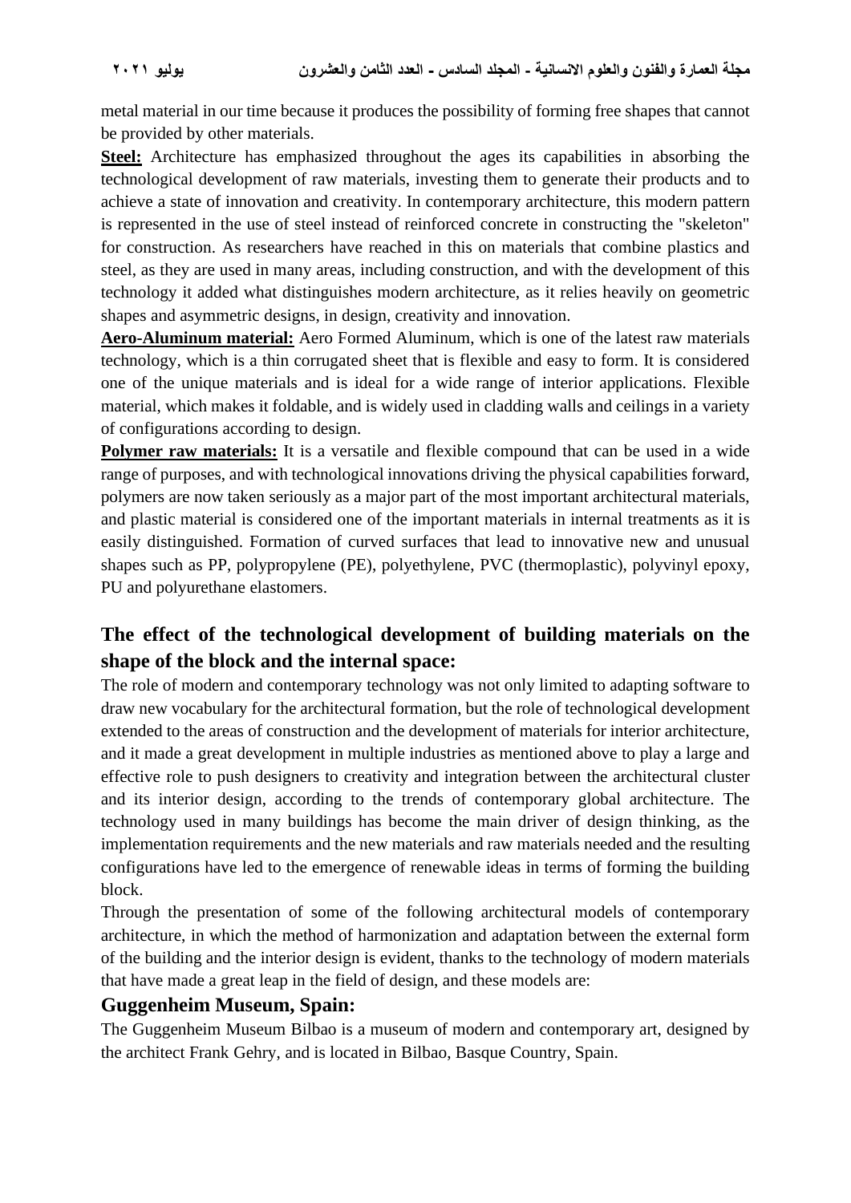metal material in our time because it produces the possibility of forming free shapes that cannot be provided by other materials.

**Steel:** Architecture has emphasized throughout the ages its capabilities in absorbing the technological development of raw materials, investing them to generate their products and to achieve a state of innovation and creativity. In contemporary architecture, this modern pattern is represented in the use of steel instead of reinforced concrete in constructing the "skeleton" for construction. As researchers have reached in this on materials that combine plastics and steel, as they are used in many areas, including construction, and with the development of this technology it added what distinguishes modern architecture, as it relies heavily on geometric shapes and asymmetric designs, in design, creativity and innovation.

**Aero-Aluminum material:** Aero Formed Aluminum, which is one of the latest raw materials technology, which is a thin corrugated sheet that is flexible and easy to form. It is considered one of the unique materials and is ideal for a wide range of interior applications. Flexible material, which makes it foldable, and is widely used in cladding walls and ceilings in a variety of configurations according to design.

**Polymer raw materials:** It is a versatile and flexible compound that can be used in a wide range of purposes, and with technological innovations driving the physical capabilities forward, polymers are now taken seriously as a major part of the most important architectural materials, and plastic material is considered one of the important materials in internal treatments as it is easily distinguished. Formation of curved surfaces that lead to innovative new and unusual shapes such as PP, polypropylene (PE), polyethylene, PVC (thermoplastic), polyvinyl epoxy, PU and polyurethane elastomers.

## The effect of the technological development of building materials on the shape of the block and the internal space:

The role of modern and contemporary technology was not only limited to adapting software to draw new vocabulary for the architectural formation, but the role of technological development extended to the areas of construction and the development of materials for interior architecture, and it made a great development in multiple industries as mentioned above to play a large and effective role to push designers to creativity and integration between the architectural cluster and its interior design, according to the trends of contemporary global architecture. The technology used in many buildings has become the main driver of design thinking, as the implementation requirements and the new materials and raw materials needed and the resulting configurations have led to the emergence of renewable ideas in terms of forming the building block.

Through the presentation of some of the following architectural models of contemporary architecture, in which the method of harmonization and adaptation between the external form of the building and the interior design is evident, thanks to the technology of modern materials that have made a great leap in the field of design, and these models are:

### Guggenheim Museum, Spain:

The Guggenheim Museum Bilbao is a museum of modern and contemporary art, designed by the architect Frank Gehry, and is located in Bilbao, Basque Country, Spain.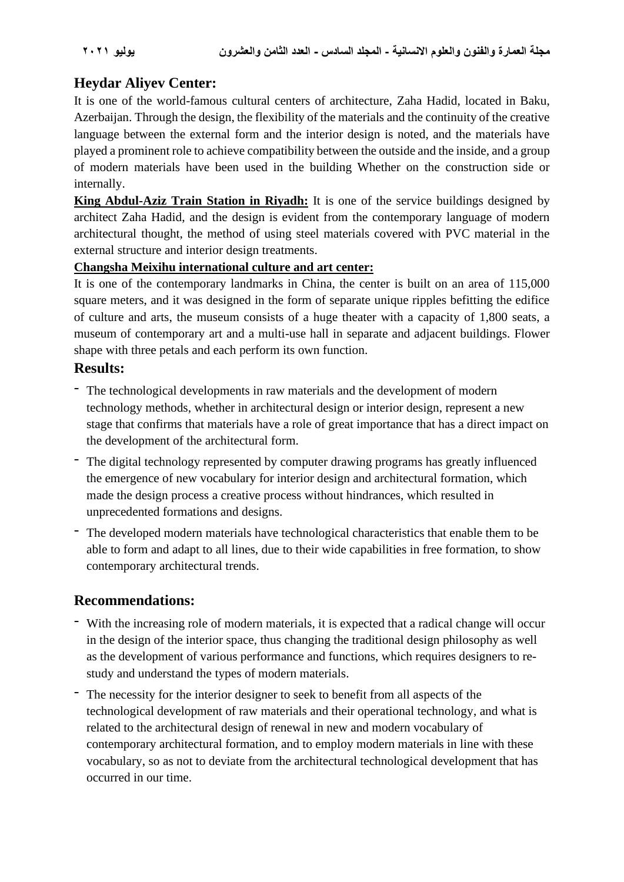## Heydar Aliyev Center:

It is one of the world-famous cultural centers of architecture, Zaha Hadid, located in Baku, Azerbaijan. Through the design, the flexibility of the materials and the continuity of the creative language between the external form and the interior design is noted, and the materials have played a prominent role to achieve compatibility between the outside and the inside, and a group of modern materials have been used in the building Whether on the construction side or internally.

**King Abdul-Aziz Train Station in Riyadh:** It is one of the service buildings designed by architect Zaha Hadid, and the design is evident from the contemporary language of modern architectural thought, the method of using steel materials covered with PVC material in the external structure and interior design treatments.

**Changsha Meixihu international culture and art center:**

It is one of the contemporary landmarks in China, the center is built on an area of 115,000 square meters, and it was designed in the form of separate unique ripples befitting the edifice of culture and arts, the museum consists of a huge theater with a capacity of 1,800 seats, a museum of contemporary art and a multi-use hall in separate and adjacent buildings. Flower shape with three petals and each perform its own function.

## Results:

- The technological developments in raw materials and the development of modern technology methods, whether in architectural design or interior design, represent a new stage that confirms that materials have a role of great importance that has a direct impact on the development of the architectural form.
- The digital technology represented by computer drawing programs has greatly influenced the emergence of new vocabulary for interior design and architectural formation, which made the design process a creative process without hindrances, which resulted in unprecedented formations and designs.
- The developed modern materials have technological characteristics that enable them to be able to form and adapt to all lines, due to their wide capabilities in free formation, to show contemporary architectural trends.

## Recommendations:

- With the increasing role of modern materials, it is expected that a radical change will occur in the design of the interior space, thus changing the traditional design philosophy as well as the development of various performance and functions, which requires designers to re-study and understand the types of modern materials.
- The necessity for the interior designer to seek to benefit from all aspects of the technological development of raw materials and their operational technology, and what is related to the architectural design of renewal in new and modern vocabulary of contemporary architectural formation, and to employ modern materials in line with these vocabulary, so as not to deviate from the architectural technological development that has occurred in our time.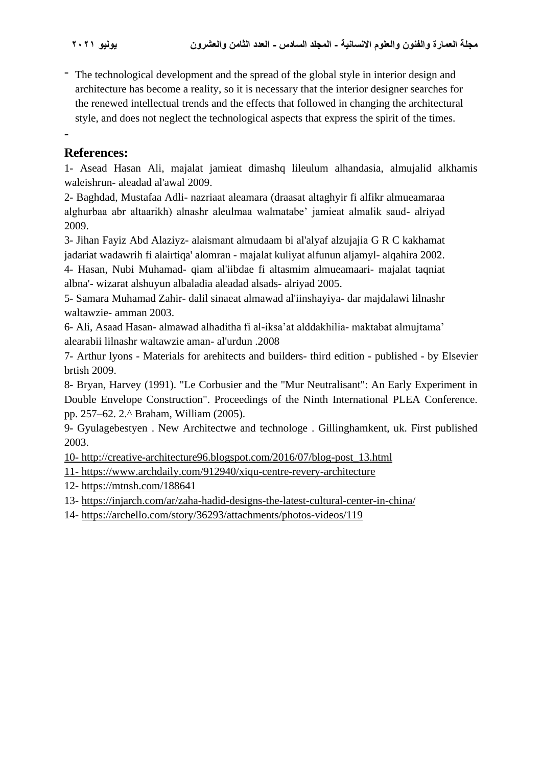- The technological development and the spread of the global style in interior design and architecture has become a reality, so it is necessary that the interior designer searches for the renewed intellectual trends and the effects that followed in changing the architectural style, and does not neglect the technological aspects that express the spirit of the times.

-

## References:

1- Asead Hasan Ali, majalat jamieat dimashq lileulum alhandasia, almujalid alkhamis waleishrun- aleadad al'awal 2009.

2- Baghdad, Mustafaa Adli- nazriaat aleamara (draasat altaghyir fi alfikr almueamaraa alghurbaa abr altaarikh) alnashr aleulmaa walmatabe' jamieat almalik saud- alriyad 2009.

3- Jihan Fayiz Abd Alaziyz- alaismant almudaam bi al'alyaf alzujajia G R C kakhamat jadariat wadawrih fi alairtiqa' alomran - majalat kuliyat alfunun aljamyl- alqahira 2002.

4- Hasan, Nubi Muhamad- qiam al'iibdae fi altasmim almueamaari- majalat taqniat albna'- wizarat alshuyun albaladia aleadad alsads- alriyad 2005.

5- Samara Muhamad Zahir- dalil sinaeat almawad al'iinshayiya- dar majdalawi lilnashr waltawzie- amman 2003.

6- Ali, Asaad Hasan- almawad alhaditha fi al-iksa'at alddakhilia- maktabat almujtama' alearabii lilnashr waltawzie aman- al'urdun .2008

7- Arthur lyons - Materials for arehitects and builders- third edition - published - by Elsevier brtish 2009.

8- Bryan, Harvey (1991). "Le Corbusier and the "Mur Neutralisant": An Early Experiment in Double Envelope Construction". Proceedings of the Ninth International PLEA Conference. pp. 257–62. 2.^ Braham, William (2005).

9- Gyulagebestyen . New Architectwe and technologe . Gillinghamkent, uk. First published 2003.

10- http://creative-architecture96.blogspot.com/2016/07/blog-post_13.html

11- https://www.archdaily.com/912940/xiqu-centre-revery-architecture

12- https://mtnsh.com/188641

13- https://injarch.com/ar/zaha-hadid-designs-the-latest-cultural-center-in-china/

14- https://archello.com/story/36293/attachments/photos-videos/119